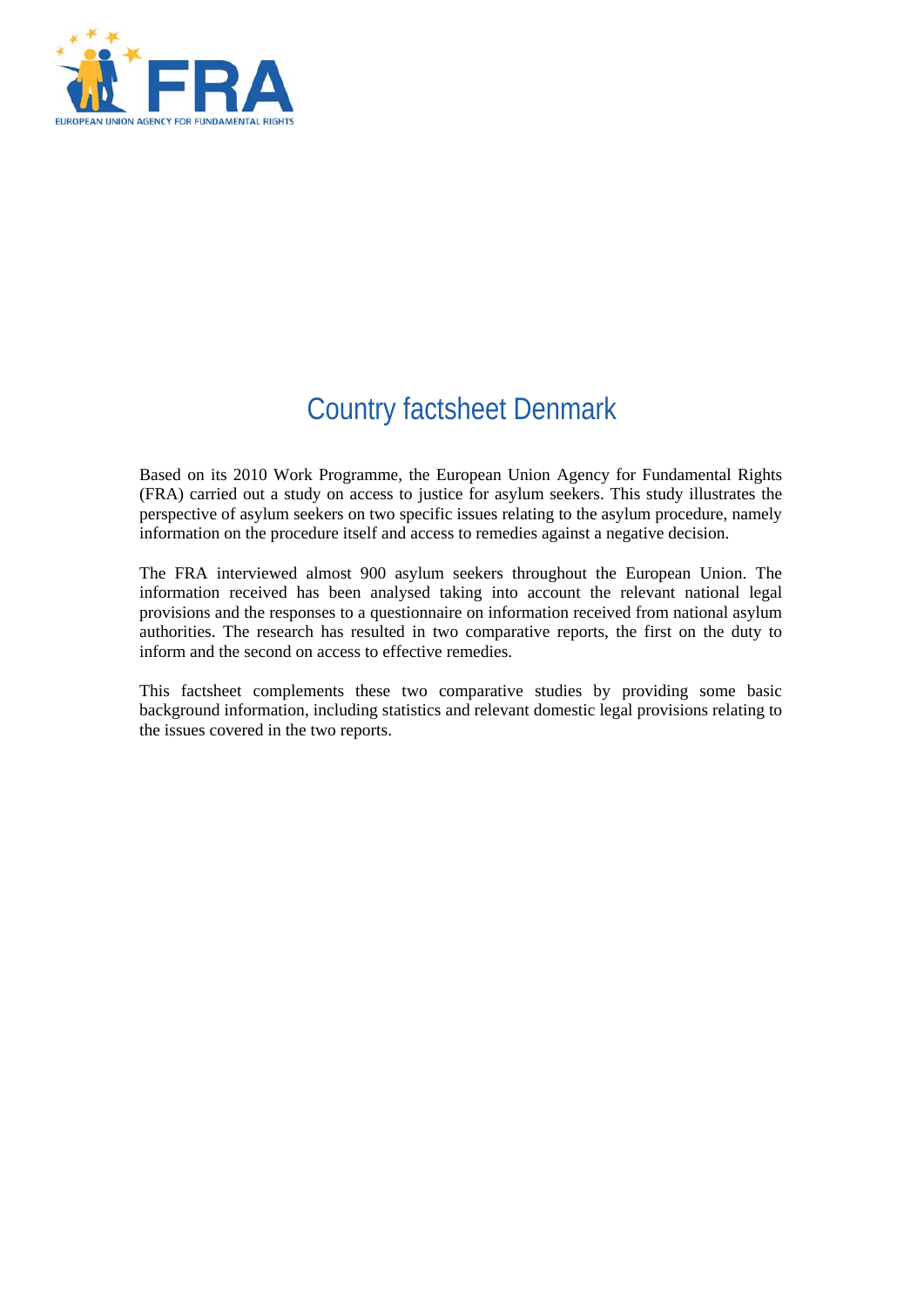# Country factsheet Denmark

Based on its 2010 Work Programme, the European Union Agency for Fundamental Rights (FRA) carried out a study on access to justice for asylum seekers. This study illustrates the perspective of asylum seekers on two specific issues relating to the asylum procedure, namely information on the procedure itself and access to remedies against a negative decision.

The FRA interviewed almost 900 asylum seekers throughout the European Union. The information received has been analysed taking into account the relevant national legal provisions and the responses to a questionnaire on information received from national asylum authorities. The research has resulted in two comparative reports, the first on the duty to inform and the second on access to effective remedies.

This factsheet complements these two comparative studies by providing some basic background information, including statistics and relevant domestic legal provisions relating to the issues covered in the two reports.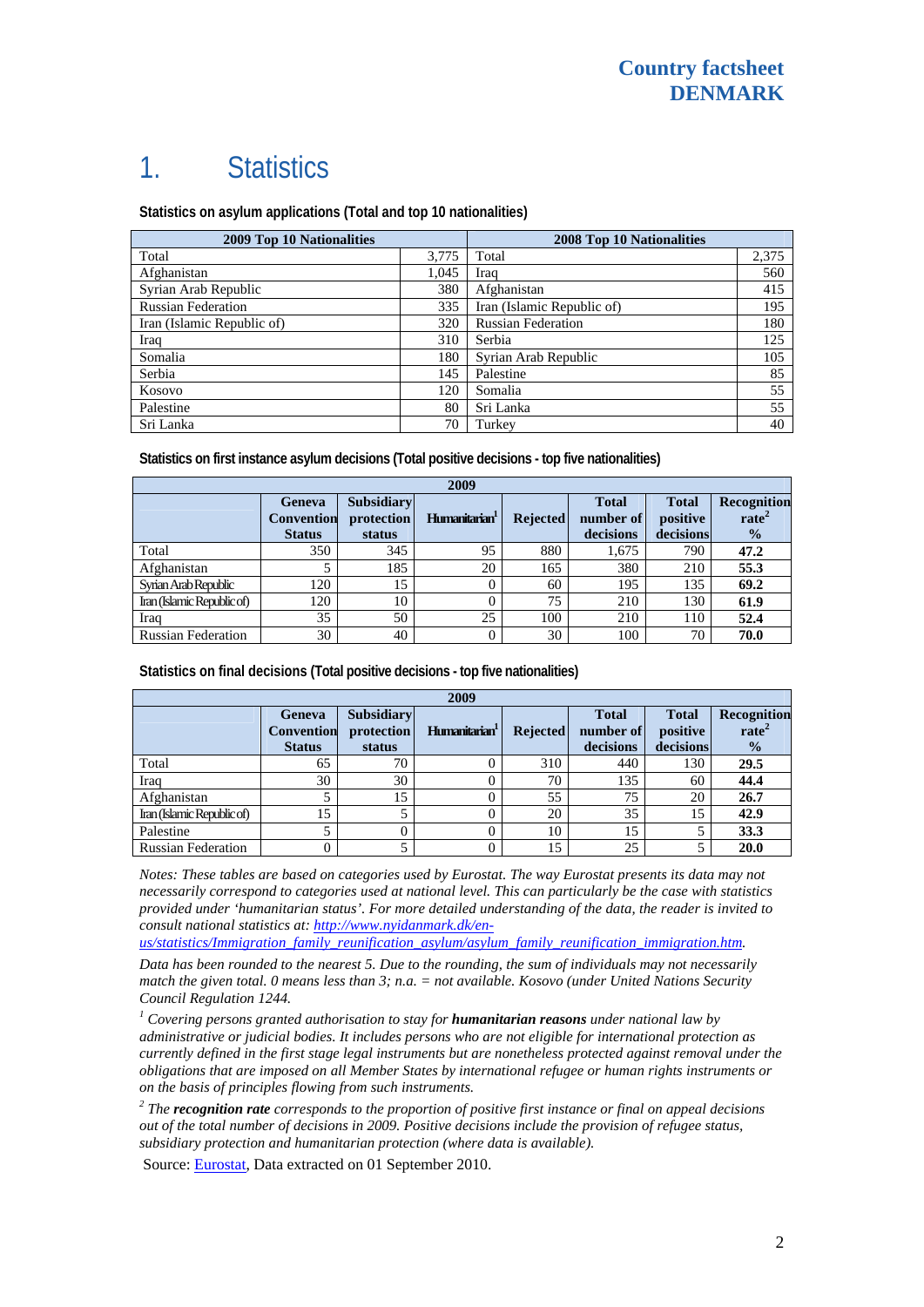# Country factsheet DENMARK

# 1. Statistics

**Statistics on asylum applications (Total and top 10 nationalities)**

| 2009 Top 10 Nationalities | | 2008 Top 10 Nationalities | |
|---|---|---|---|
| Total | 3,775 | Total | 2,375 |
| Afghanistan | 1,045 | Iraq | 560 |
| Syrian Arab Republic | 380 | Afghanistan | 415 |
| Russian Federation | 335 | Iran (Islamic Republic of) | 195 |
| Iran (Islamic Republic of) | 320 | Russian Federation | 180 |
| Iraq | 310 | Serbia | 125 |
| Somalia | 180 | Syrian Arab Republic | 105 |
| Serbia | 145 | Palestine | 85 |
| Kosovo | 120 | Somalia | 55 |
| Palestine | 80 | Sri Lanka | 55 |
| Sri Lanka | 70 | Turkey | 40 |

**Statistics on first instance asylum decisions (Total positive decisions - top five nationalities)**

| 2009 | Geneva Convention Status | Subsidiary protection status | Humanitarian[1] | Rejected | Total number of decisions | Total positive decisions | Recognition rate[2] % |
|---|---|---|---|---|---|---|---|
| Total | 350 | 345 | 95 | 880 | 1,675 | 790 | **47.2** |
| Afghanistan | 5 | 185 | 20 | 165 | 380 | 210 | **55.3** |
| Syrian Arab Republic | 120 | 15 | 0 | 60 | 195 | 135 | **69.2** |
| Iran (Islamic Republic of) | 120 | 10 | 0 | 75 | 210 | 130 | **61.9** |
| Iraq | 35 | 50 | 25 | 100 | 210 | 110 | **52.4** |
| Russian Federation | 30 | 40 | 0 | 30 | 100 | 70 | **70.0** |

**Statistics on final decisions (Total positive decisions - top five nationalities)**

| 2009 | Geneva Convention Status | Subsidiary protection status | Humanitarian[1] | Rejected | Total number of decisions | Total positive decisions | Recognition rate[2] % |
|---|---|---|---|---|---|---|---|
| Total | 65 | 70 | 0 | 310 | 440 | 130 | **29.5** |
| Iraq | 30 | 30 | 0 | 70 | 135 | 60 | **44.4** |
| Afghanistan | 5 | 15 | 0 | 55 | 75 | 20 | **26.7** |
| Iran (Islamic Republic of) | 15 | 5 | 0 | 20 | 35 | 15 | **42.9** |
| Palestine | 5 | 0 | 0 | 10 | 15 | 5 | **33.3** |
| Russian Federation | 0 | 5 | 0 | 15 | 25 | 5 | **20.0** |

*Notes: These tables are based on categories used by Eurostat. The way Eurostat presents its data may not necessarily correspond to categories used at national level. This can particularly be the case with statistics provided under 'humanitarian status'. For more detailed understanding of the data, the reader is invited to consult national statistics at: [http://www.nyidanmark.dk/en-us/statistics/Immigration_family_reunification_asylum/asylum_family_reunification_immigration.htm](http://www.nyidanmark.dk/en-us/statistics/Immigration_family_reunification_asylum/asylum_family_reunification_immigration.htm).*

*Data has been rounded to the nearest 5. Due to the rounding, the sum of individuals may not necessarily match the given total. 0 means less than 3; n.a. = not available. Kosovo (under United Nations Security Council Regulation 1244.*

*[1] Covering persons granted authorisation to stay for* ***humanitarian reasons*** *under national law by administrative or judicial bodies. It includes persons who are not eligible for international protection as currently defined in the first stage legal instruments but are nonetheless protected against removal under the obligations that are imposed on all Member States by international refugee or human rights instruments or on the basis of principles flowing from such instruments.*

*[2] The* ***recognition rate*** *corresponds to the proportion of positive first instance or final on appeal decisions out of the total number of decisions in 2009. Positive decisions include the provision of refugee status, subsidiary protection and humanitarian protection (where data is available).*

Source: Eurostat, Data extracted on 01 September 2010.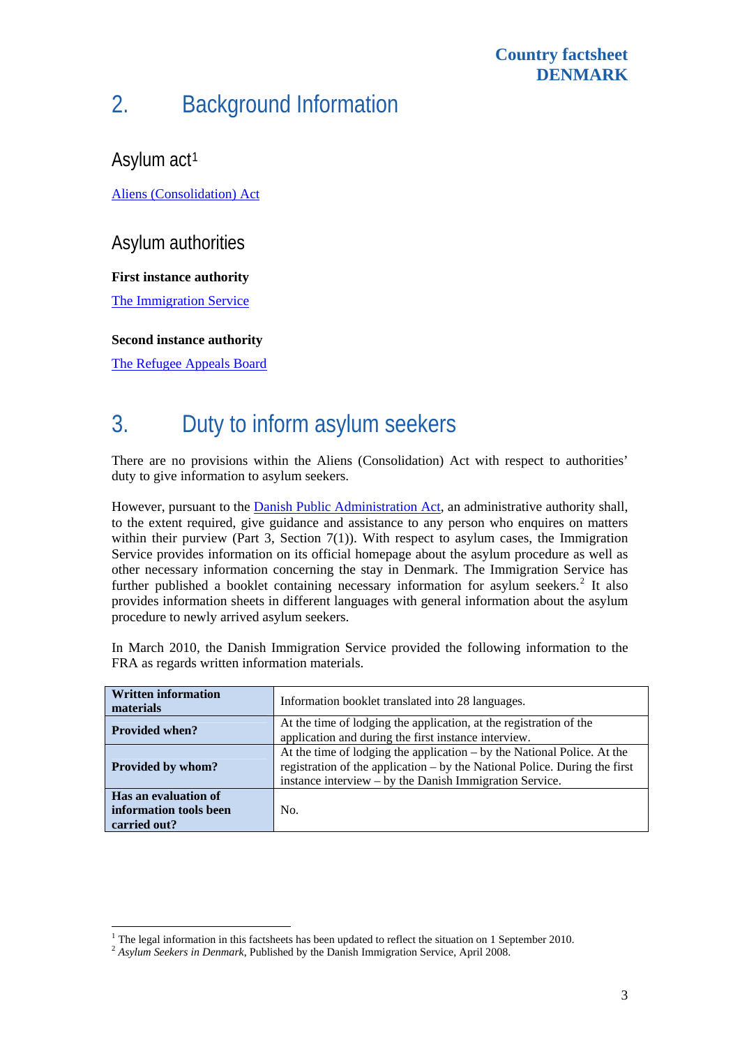## 2. Background Information

### Asylum act[1]

Aliens (Consolidation) Act

### Asylum authorities

**First instance authority**

The Immigration Service

**Second instance authority**

The Refugee Appeals Board

## 3. Duty to inform asylum seekers

There are no provisions within the Aliens (Consolidation) Act with respect to authorities' duty to give information to asylum seekers.

However, pursuant to the Danish Public Administration Act, an administrative authority shall, to the extent required, give guidance and assistance to any person who enquires on matters within their purview (Part 3, Section 7(1)). With respect to asylum cases, the Immigration Service provides information on its official homepage about the asylum procedure as well as other necessary information concerning the stay in Denmark. The Immigration Service has further published a booklet containing necessary information for asylum seekers.[2] It also provides information sheets in different languages with general information about the asylum procedure to newly arrived asylum seekers.

In March 2010, the Danish Immigration Service provided the following information to the FRA as regards written information materials.

| **Written information materials** | Information booklet translated into 28 languages. |
|---|---|
| **Provided when?** | At the time of lodging the application, at the registration of the application and during the first instance interview. |
| **Provided by whom?** | At the time of lodging the application – by the National Police. At the registration of the application – by the National Police. During the first instance interview – by the Danish Immigration Service. |
| **Has an evaluation of information tools been carried out?** | No. |

[1] The legal information in this factsheets has been updated to reflect the situation on 1 September 2010.

[2] *Asylum Seekers in Denmark*, Published by the Danish Immigration Service, April 2008.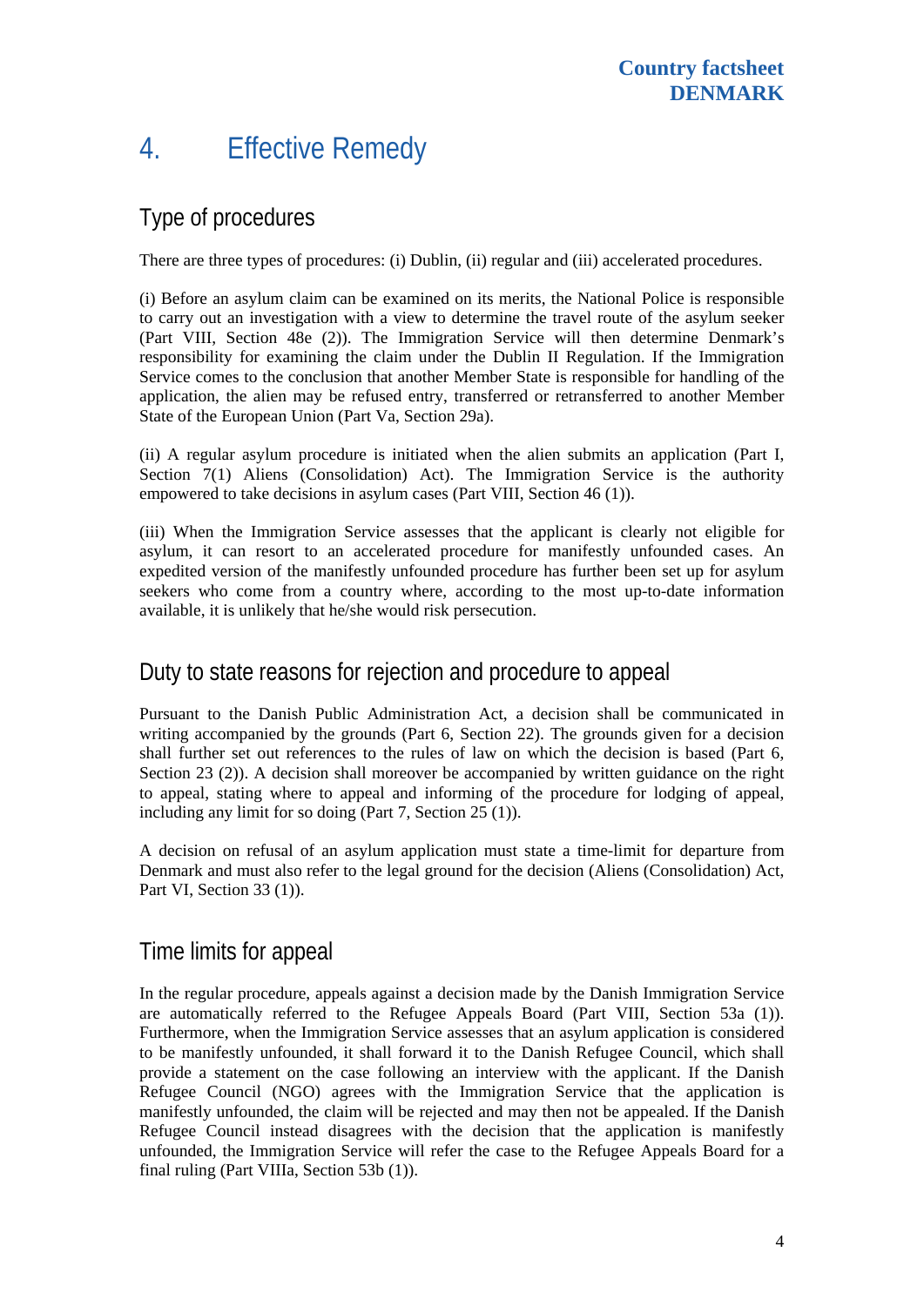## 4. Effective Remedy

### Type of procedures

There are three types of procedures: (i) Dublin, (ii) regular and (iii) accelerated procedures.

(i) Before an asylum claim can be examined on its merits, the National Police is responsible to carry out an investigation with a view to determine the travel route of the asylum seeker (Part VIII, Section 48e (2)). The Immigration Service will then determine Denmark's responsibility for examining the claim under the Dublin II Regulation. If the Immigration Service comes to the conclusion that another Member State is responsible for handling of the application, the alien may be refused entry, transferred or retransferred to another Member State of the European Union (Part Va, Section 29a).

(ii) A regular asylum procedure is initiated when the alien submits an application (Part I, Section 7(1) Aliens (Consolidation) Act). The Immigration Service is the authority empowered to take decisions in asylum cases (Part VIII, Section 46 (1)).

(iii) When the Immigration Service assesses that the applicant is clearly not eligible for asylum, it can resort to an accelerated procedure for manifestly unfounded cases. An expedited version of the manifestly unfounded procedure has further been set up for asylum seekers who come from a country where, according to the most up-to-date information available, it is unlikely that he/she would risk persecution.

### Duty to state reasons for rejection and procedure to appeal

Pursuant to the Danish Public Administration Act, a decision shall be communicated in writing accompanied by the grounds (Part 6, Section 22). The grounds given for a decision shall further set out references to the rules of law on which the decision is based (Part 6, Section 23 (2)). A decision shall moreover be accompanied by written guidance on the right to appeal, stating where to appeal and informing of the procedure for lodging of appeal, including any limit for so doing (Part 7, Section 25 (1)).

A decision on refusal of an asylum application must state a time-limit for departure from Denmark and must also refer to the legal ground for the decision (Aliens (Consolidation) Act, Part VI, Section 33 (1)).

### Time limits for appeal

In the regular procedure, appeals against a decision made by the Danish Immigration Service are automatically referred to the Refugee Appeals Board (Part VIII, Section 53a (1)). Furthermore, when the Immigration Service assesses that an asylum application is considered to be manifestly unfounded, it shall forward it to the Danish Refugee Council, which shall provide a statement on the case following an interview with the applicant. If the Danish Refugee Council (NGO) agrees with the Immigration Service that the application is manifestly unfounded, the claim will be rejected and may then not be appealed. If the Danish Refugee Council instead disagrees with the decision that the application is manifestly unfounded, the Immigration Service will refer the case to the Refugee Appeals Board for a final ruling (Part VIIIa, Section 53b (1)).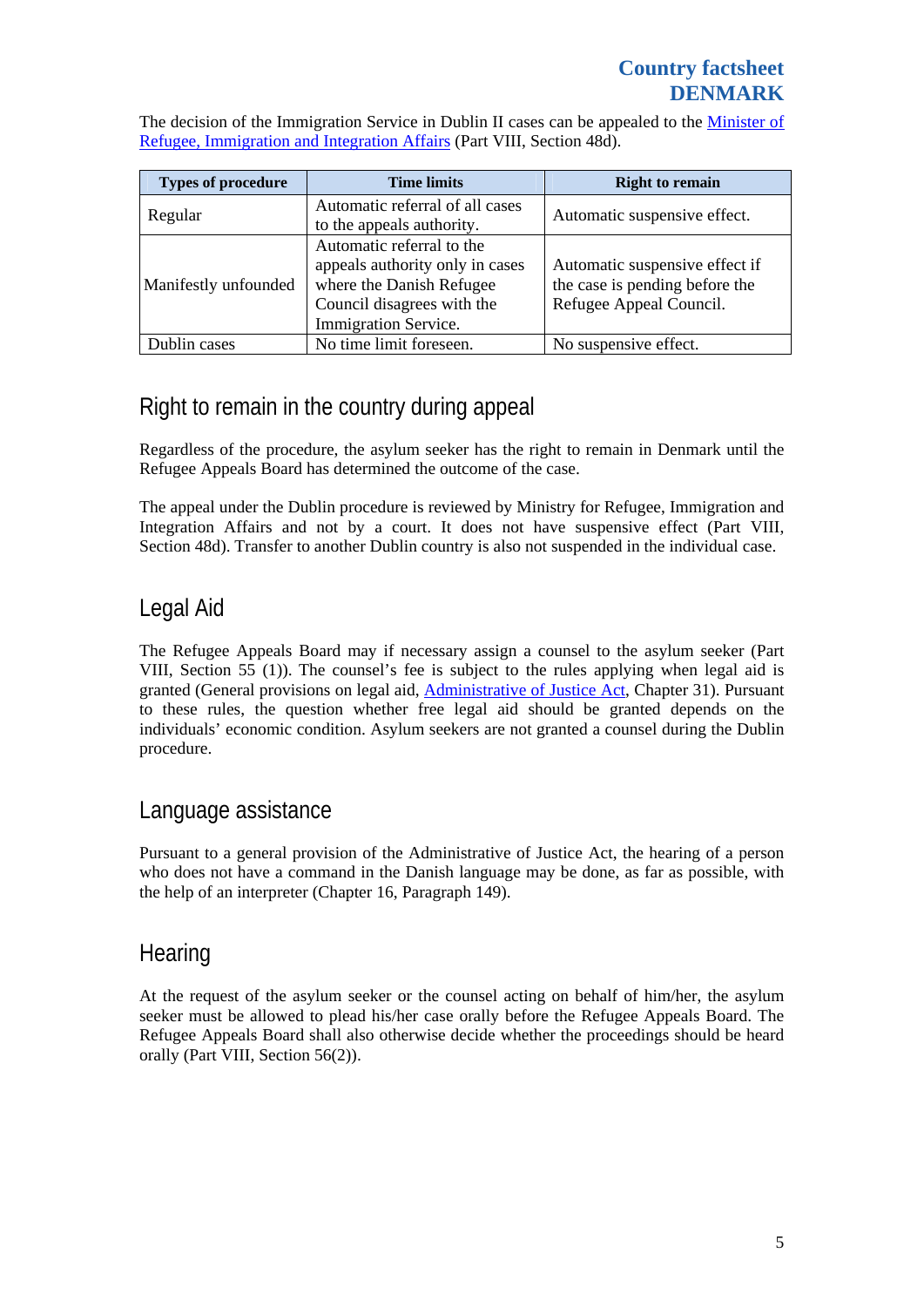The decision of the Immigration Service in Dublin II cases can be appealed to the Minister of Refugee, Immigration and Integration Affairs (Part VIII, Section 48d).

| Types of procedure | Time limits | Right to remain |
|---|---|---|
| Regular | Automatic referral of all cases to the appeals authority. | Automatic suspensive effect. |
| Manifestly unfounded | Automatic referral to the appeals authority only in cases where the Danish Refugee Council disagrees with the Immigration Service. | Automatic suspensive effect if the case is pending before the Refugee Appeal Council. |
| Dublin cases | No time limit foreseen. | No suspensive effect. |

## Right to remain in the country during appeal

Regardless of the procedure, the asylum seeker has the right to remain in Denmark until the Refugee Appeals Board has determined the outcome of the case.

The appeal under the Dublin procedure is reviewed by Ministry for Refugee, Immigration and Integration Affairs and not by a court. It does not have suspensive effect (Part VIII, Section 48d). Transfer to another Dublin country is also not suspended in the individual case.

## Legal Aid

The Refugee Appeals Board may if necessary assign a counsel to the asylum seeker (Part VIII, Section 55 (1)). The counsel's fee is subject to the rules applying when legal aid is granted (General provisions on legal aid, Administrative of Justice Act, Chapter 31). Pursuant to these rules, the question whether free legal aid should be granted depends on the individuals' economic condition. Asylum seekers are not granted a counsel during the Dublin procedure.

## Language assistance

Pursuant to a general provision of the Administrative of Justice Act, the hearing of a person who does not have a command in the Danish language may be done, as far as possible, with the help of an interpreter (Chapter 16, Paragraph 149).

## Hearing

At the request of the asylum seeker or the counsel acting on behalf of him/her, the asylum seeker must be allowed to plead his/her case orally before the Refugee Appeals Board. The Refugee Appeals Board shall also otherwise decide whether the proceedings should be heard orally (Part VIII, Section 56(2)).